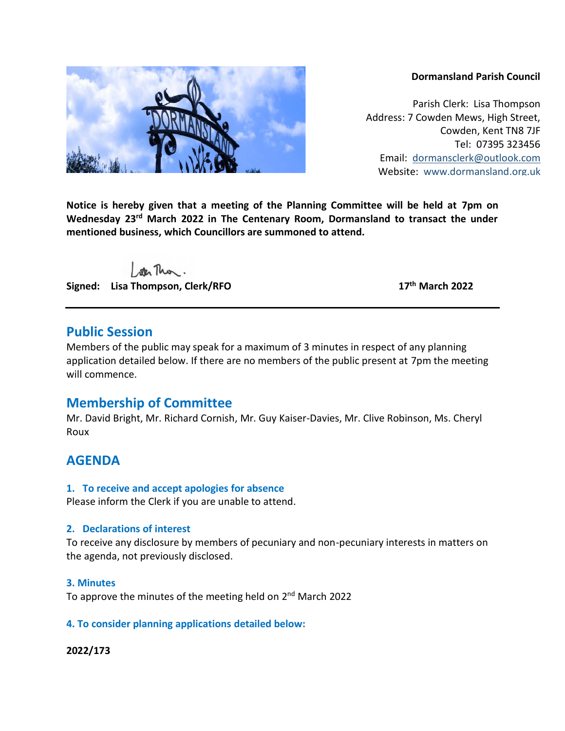**Dormansland Parish Council**

Parish Clerk: Lisa Thompson
Address: 7 Cowden Mews, High Street,
Cowden, Kent TN8 7JF
Tel: 07395 323456
Email: dormansclerk@outlook.com
Website: www.dormansland.org.uk

**Notice is hereby given that a meeting of the Planning Committee will be held at 7pm on Wednesday 23rd March 2022 in The Centenary Room, Dormansland to transact the under mentioned business, which Councillors are summoned to attend.**

**Signed: Lisa Thompson, Clerk/RFO** **17th March 2022**

---

## Public Session

Members of the public may speak for a maximum of 3 minutes in respect of any planning application detailed below. If there are no members of the public present at 7pm the meeting will commence.

## Membership of Committee

Mr. David Bright, Mr. Richard Cornish, Mr. Guy Kaiser-Davies, Mr. Clive Robinson, Ms. Cheryl Roux

## AGENDA

### 1. To receive and accept apologies for absence

Please inform the Clerk if you are unable to attend.

### 2. Declarations of interest

To receive any disclosure by members of pecuniary and non-pecuniary interests in matters on the agenda, not previously disclosed.

### 3. Minutes

To approve the minutes of the meeting held on 2nd March 2022

### 4. To consider planning applications detailed below:

**2022/173**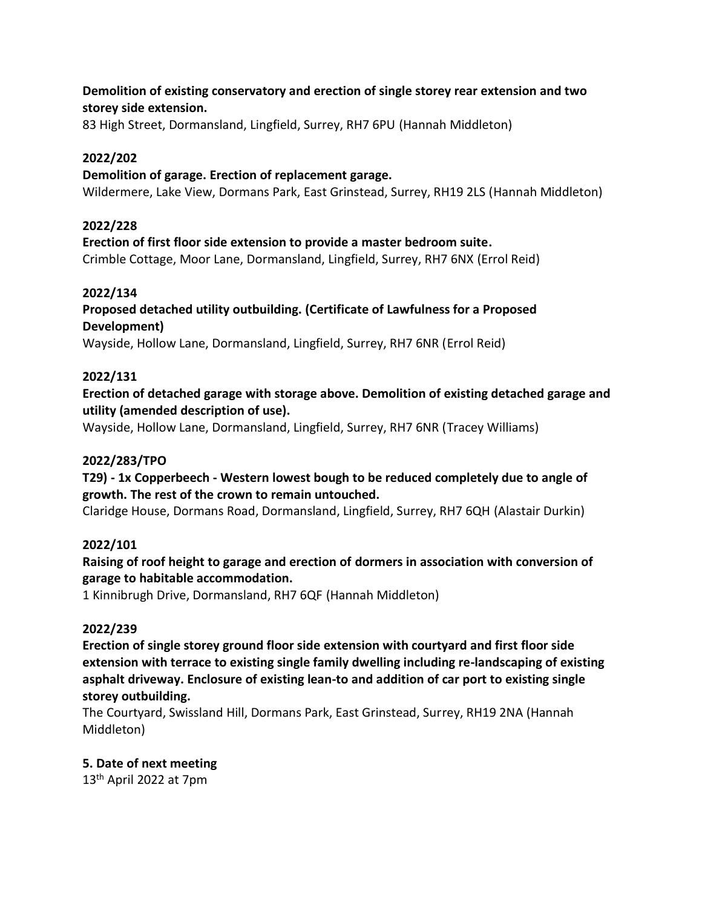**Demolition of existing conservatory and erection of single storey rear extension and two storey side extension.**

83 High Street, Dormansland, Lingfield, Surrey, RH7 6PU (Hannah Middleton)

**2022/202**

**Demolition of garage. Erection of replacement garage.**

Wildermere, Lake View, Dormans Park, East Grinstead, Surrey, RH19 2LS (Hannah Middleton)

**2022/228**

**Erection of first floor side extension to provide a master bedroom suite.**

Crimble Cottage, Moor Lane, Dormansland, Lingfield, Surrey, RH7 6NX (Errol Reid)

**2022/134**

**Proposed detached utility outbuilding. (Certificate of Lawfulness for a Proposed Development)**

Wayside, Hollow Lane, Dormansland, Lingfield, Surrey, RH7 6NR (Errol Reid)

**2022/131**

**Erection of detached garage with storage above. Demolition of existing detached garage and utility (amended description of use).**

Wayside, Hollow Lane, Dormansland, Lingfield, Surrey, RH7 6NR (Tracey Williams)

**2022/283/TPO**

**T29) - 1x Copperbeech - Western lowest bough to be reduced completely due to angle of growth. The rest of the crown to remain untouched.**

Claridge House, Dormans Road, Dormansland, Lingfield, Surrey, RH7 6QH (Alastair Durkin)

**2022/101**

**Raising of roof height to garage and erection of dormers in association with conversion of garage to habitable accommodation.**

1 Kinnibrugh Drive, Dormansland, RH7 6QF (Hannah Middleton)

**2022/239**

**Erection of single storey ground floor side extension with courtyard and first floor side extension with terrace to existing single family dwelling including re-landscaping of existing asphalt driveway. Enclosure of existing lean-to and addition of car port to existing single storey outbuilding.**

The Courtyard, Swissland Hill, Dormans Park, East Grinstead, Surrey, RH19 2NA (Hannah Middleton)

**5. Date of next meeting**

13th April 2022 at 7pm